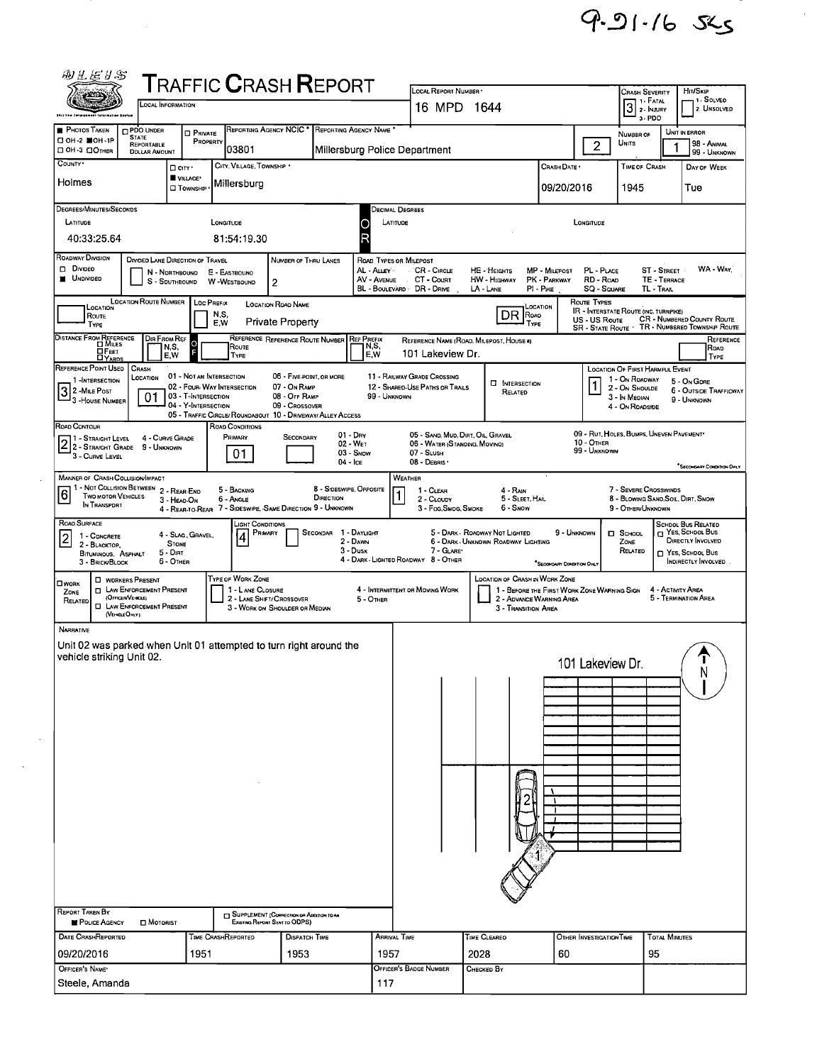9-21-16 SKS

# TRAFFIC CRASH REPORT

OH-1P

| Field | Value |
|---|---|
| Local Report Number | 16 MPD 1644 |
| Crash Severity | 3 (1 - Fatal, 2 - Injury, 3 - PDO) |
| Hit/Skip | (1 - Solved, 2 - Unsolved) |
| Reporting Agency NCIC | 03801 |
| Reporting Agency Name | Millersburg Police Department |
| Number of Units | 2 |
| Unit in Error | 1 (98 - Animal, 99 - Unknown) |
| County | Holmes |
| City, Village, Township | Village: Millersburg |
| Crash Date | 09/20/2016 |
| Time of Crash | 1945 |
| Day of Week | Tue |

## Degrees/Minutes/Seconds

| Latitude | Longitude |
|---|---|
| 40:33:25.64 | 81:54:19.30 |

## Roadway

| Field | Value |
|---|---|
| Roadway Division | Undivided |
| Number of Thru Lanes | 2 |
| Location Road Name | Private Property |
| Location Road Type | DR |
| Distance From Reference | F |
| Reference Name (Road, Milepost, House #) | 101 Lakeview Dr. |
| Reference Point Used | 3 - House Number |
| Crash Location | 01 - Not an Intersection |
| Location of First Harmful Event | 1 - On Roadway |
| Road Contour | 2 - Straight Grade |
| Road Conditions (Primary) | 01 - Dry |
| Manner of Crash Collision/Impact | 6 - Angle |
| Weather | 1 - Clear |
| Road Surface | 2 - Blacktop, Bituminous, Asphalt |
| Light Conditions (Primary) | 4 - Dark - Lighted Roadway |

## Narrative

Unit 02 was parked when Unit 01 attempted to turn right around the vehicle striking Unit 02.

Diagram: 101 Lakeview Dr.

## Report Taken By

Police Agency

| Date Crash Reported | Time Crash Reported | Dispatch Time | Arrival Time | Time Cleared | Other Investigation Time | Total Minutes |
|---|---|---|---|---|---|---|
| 09/20/2016 | 1951 | 1953 | 1957 | 2028 | 60 | 95 |

| Officer's Name | Officer's Badge Number | Checked By |
|---|---|---|
| Steele, Amanda | 117 | |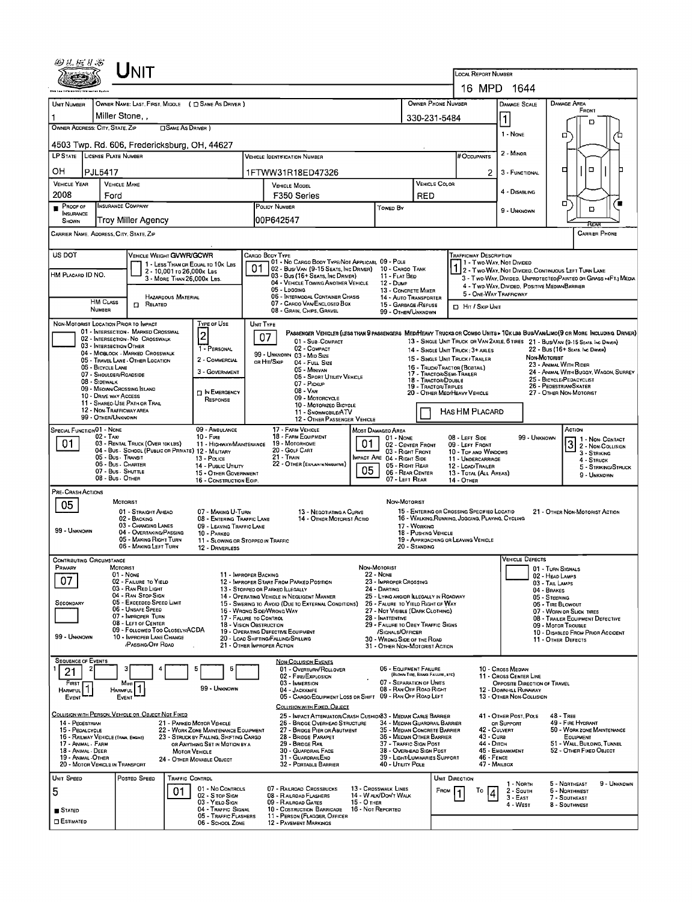# Unit

**Local Report Number:** 16 MPD 1644

| Unit Number | Owner Name: Last, First, Middle (☐ Same As Driver) | Owner Phone Number | Damage Scale | Damage Area |
|---|---|---|---|---|
| 1 | Miller Stone, , | 330-231-5484 | 1 | Front |

**Owner Address: City, State, Zip** (☐ Same As Driver)
4503 Twp. Rd. 606, Fredericksburg, OH, 44627

Damage Scale: 1 - None; 2 - Minor; 3 - Functional; 4 - Disabling; 9 - Unknown

| LP State | License Plate Number | Vehicle Identification Number | # Occupants |
|---|---|---|---|
| OH | PJL5417 | 1FTWW31R18ED47326 | 2 |

| Vehicle Year | Vehicle Make | Vehicle Model | Vehicle Color |
|---|---|---|---|
| 2008 | Ford | F350 Series | RED |

| Proof of Insurance Shown | Insurance Company | Policy Number | Towed By |
|---|---|---|---|
| ■ | Troy Miller Agency | 00P642547 | |

**Carrier Name, Address, City, State, Zip:**

**Carrier Phone:**

**US DOT:**

**HM Placard ID No.:**

**Vehicle Weight GVWR/GCWR:** 1 - Less Than or Equal to 10k Lbs; 2 - 10,001 to 26,000k Lbs; 3 - More Than 26,000k Lbs.

**HM Class Number:** ☐ Related — Hazardous Material

**Cargo Body Type:** 01
01 - No Cargo Body Type/Not Applicable; 02 - Bus/Van (9-15 Seats, Inc Driver); 03 - Bus (16+ Seats, Inc Driver); 04 - Vehicle Towing Another Vehicle; 05 - Logging; 06 - Intermodal Container Chassis; 07 - Cargo Van/Enclosed Box; 08 - Grain, Chips, Gravel; 09 - Pole; 10 - Cargo Tank; 11 - Flat Bed; 12 - Dump; 13 - Concrete Mixer; 14 - Auto Transporter; 15 - Garbage/Refuse; 99 - Other/Unknown

**Trafficway Description:** 1
1 - Two-Way, Not Divided; 2 - Two-Way, Not Divided, Continuous Left Turn Lane; 3 - Two-Way, Divided, Unprotected (Painted or Grass >4Ft.) Media; 4 - Two-Way, Divided, Positive Median Barrier; 5 - One-Way Trafficway

☐ Hit / Skip Unit

**Non-Motorist Location Prior to Impact:**
01 - Intersection - Marked Crosswalk; 02 - Intersection - No Crosswalk; 03 - Intersection Other; 04 - Midblock - Marked Crosswalk; 05 - Travel Lane - Other Location; 06 - Bicycle Lane; 07 - Shoulder/Roadside; 08 - Sidewalk; 09 - Median/Crossing Island; 10 - Drive Way Access; 11 - Shared-Use Path or Trail; 12 - Non-Trafficway Area; 99 - Other/Unknown

**Type of Use:** 2
1 - Personal; 2 - Commercial; 3 - Government; ☐ In Emergency Response

**Unit Type:** 07
Passenger Vehicles (less than 9 passengers): 01 - Sub-Compact; 02 - Compact; 99 - Unknown 03 - Mid Size or Hit/Skip; 04 - Full Size; 05 - Minivan; 06 - Sport Utility Vehicle; 07 - Pickup; 08 - Van; 09 - Motorcycle; 10 - Motorized Bicycle; 11 - Snowmobile/ATV; 12 - Other Passenger Vehicle
Med/Heavy Trucks or Combo Units > 10k lbs Bus/Van/Limo (9 or More Including Driver): 13 - Single Unit Truck or Van 2 Axle, 6 Tires; 14 - Single Unit Truck: 3+ Axles; 15 - Single Unit Truck / Trailer; 16 - Truck/Tractor (Bobtail); 17 - Tractor/Semi-Trailer; 18 - Tractor/Double; 19 - Tractor/Triples; 20 - Other Med/Heavy Vehicle; 21 - Bus/Van (9-15 Seats, Inc Driver); 22 - Bus (16+ Seats, Inc Driver)
Non-Motorist: 23 - Animal With Rider; 24 - Animal With Buggy, Wagon, Surrey; 25 - Bicycle/Pedacyclist; 26 - Pedestrian/Skater; 27 - Other Non-Motorist

☐ Has HM Placard

**Special Function:** 01
01 - None; 02 - Taxi; 03 - Rental Truck (Over 10k lbs); 04 - Bus - School (Public or Private); 05 - Bus - Transit; 06 - Bus - Charter; 07 - Bus - Shuttle; 08 - Bus - Other; 09 - Ambulance; 10 - Fire; 11 - Highway/Maintenance; 12 - Military; 13 - Police; 14 - Public Utility; 15 - Other Government; 16 - Construction Eqip.; 17 - Farm Vehicle; 18 - Farm Equipment; 19 - Motorhome; 20 - Golf Cart; 21 - Train; 22 - Other (Explain in Narrative)

**Most Damaged Area:** 01 — **Impact Are:** 05
01 - None; 02 - Center Front; 03 - Right Front; 04 - Right Side; 05 - Right Rear; 06 - Rear Center; 07 - Left Rear; 08 - Left Side; 09 - Left Front; 10 - Top and Windows; 11 - Undercarriage; 12 - Load/Trailer; 13 - Total (All Areas); 14 - Other; 99 - Unknown

**Action:** 3
1 - Non-Contact; 2 - Non-Collision; 3 - Striking; 4 - Struck; 5 - Striking/Struck; 9 - Unknown

**Pre-Crash Actions:** 05
Motorist: 01 - Straight Ahead; 02 - Backing; 03 - Changing Lanes; 04 - Overtaking/Passing; 05 - Making Right Turn; 06 - Making Left Turn; 07 - Making U-Turn; 08 - Entering Traffic Lane; 09 - Leaving Traffic Lane; 10 - Parked; 11 - Slowing or Stopped in Traffic; 12 - Driverless; 13 - Negotiating a Curve; 14 - Other Motorist Actio; 99 - Unknown
Non-Motorist: 15 - Entering or Crossing Specified Locatio; 16 - Walking, Running, Jogging, Playing, Cycling; 17 - Working; 18 - Pushing Vehicle; 19 - Approaching or Leaving Vehicle; 20 - Standing; 21 - Other Non-Motorist Action

**Contributing Circumstance:**
Primary: 07
Secondary:
Motorist: 01 - None; 02 - Failure to Yield; 03 - Ran Red Light; 04 - Ran Stop Sign; 05 - Exceeded Speed Limit; 06 - Unsafe Speed; 07 - Improper Turn; 08 - Left of Center; 09 - Followed Too Closely/ACDA; 10 - Improper Lane Change /Passing/Off Road; 11 - Improper Backing; 12 - Improper Start From Parked Position; 13 - Stopped or Parked Illegally; 14 - Operating Vehicle in Negligent Manner; 15 - Swering to Avoid (Due to External Conditions); 16 - Wrong Side/Wrong Way; 17 - Failure to Control; 18 - Vision Obstruction; 19 - Operating Defective Equipment; 20 - Load Shifting/Falling/Spilling; 21 - Other Improper Action; 99 - Unknown
Non-Motorist: 22 - None; 23 - Improper Crossing; 24 - Darting; 25 - Lying and/or Illegally in Roadway; 26 - Failure to Yield Right of Way; 27 - Not Visible (Dark Clothing); 28 - Inattentive; 29 - Failure to Obey Traffic Signs /Signals/Officer; 30 - Wrong Side of the Road; 31 - Other Non-Motorist Action

**Vehicle Defects:**
01 - Turn Signals; 02 - Head Lamps; 03 - Tail Lamps; 04 - Brakes; 05 - Steering; 06 - Tire Blowout; 07 - Worn or Slick Tires; 08 - Trailer Equipment Defective; 09 - Motor Trouble; 10 - Disabled From Prior Accident; 11 - Other Defects

**Sequence of Events:** 1: 21; 2: ; 3: ; 4: ; 5: ; 6:
First Harmful Event: 1; Most Harmful Event: 1; 99 - Unknown

Non-Collision Events: 01 - Overturn/Rollover; 02 - Fire/Explosion; 03 - Immersion; 04 - Jackknife; 05 - Cargo/Equipment Loss or Shift; 06 - Equipment Failure (Blown Tire, Brake Failure, etc); 07 - Separation of Units; 08 - Ran Off Road Right; 09 - Ran Off Road Left; 10 - Cross Median; 11 - Cross Center Line Opposite Direction of Travel; 12 - Downhill Runaway; 13 - Other Non-Collision

Collision with Person, Vehicle or Object Not Fixed: 14 - Pedestrian; 15 - Pedalcycle; 16 - Railway Vehicle (Train, Engine); 17 - Animal - Farm; 18 - Animal - Deer; 19 - Animal - Other; 20 - Motor Vehicle in Transport; 21 - Parked Motor Vehicle; 22 - Work Zone Maintenance Equipment; 23 - Struck by Falling, Shifting Cargo or Anything Set in Motion by a Motor Vehicle; 24 - Other Movable Object

Collision with Fixed, Object: 25 - Impact Attenuator/Crash Cushion; 26 - Bridge Overhead Structure; 27 - Bridge Pier or Abutment; 28 - Bridge Parapet; 29 - Bridge Rail; 30 - Guardrail Face; 31 - Guardrail End; 32 - Portable Barrier; 33 - Median Cable Barrier; 34 - Median Guardrail Barrier; 35 - Median Concrete Barrier; 36 - Median Other Barrier; 37 - Traffic Sign Post; 38 - Overhead Sign Post; 39 - Light/Luminaries Support; 40 - Utility Pole; 41 - Other Post, Pole or Support; 42 - Culvert; 43 - Curb; 44 - Ditch; 45 - Embankment; 46 - Fence; 47 - Mailbox; 48 - Tree; 49 - Fire Hydrant; 50 - Work Zone Maintenance Equipment; 51 - Wall, Building, Tunnel; 52 - Other Fixed Object

**Unit Speed:** 5 — ■ Stated ☐ Estimated

**Posted Speed:**

**Traffic Control:** 01
01 - No Controls; 02 - Stop Sign; 03 - Yield Sign; 04 - Traffic Signal; 05 - Traffic Flashers; 06 - School Zone; 07 - Railroad Crossbucks; 08 - Railroad Flashers; 09 - Railroad Gates; 10 - Costruction Barricade; 11 - Person (Flagger, Officer); 12 - Pavement Markings; 13 - Crosswalk Lines; 14 - Walk/Don't Walk; 15 - Other; 16 - Not Reported

**Unit Direction:** From 1 To 4
1 - North; 2 - South; 3 - East; 4 - West; 5 - Northeast; 6 - Northwest; 7 - Southeast; 8 - Southwest; 9 - Unknown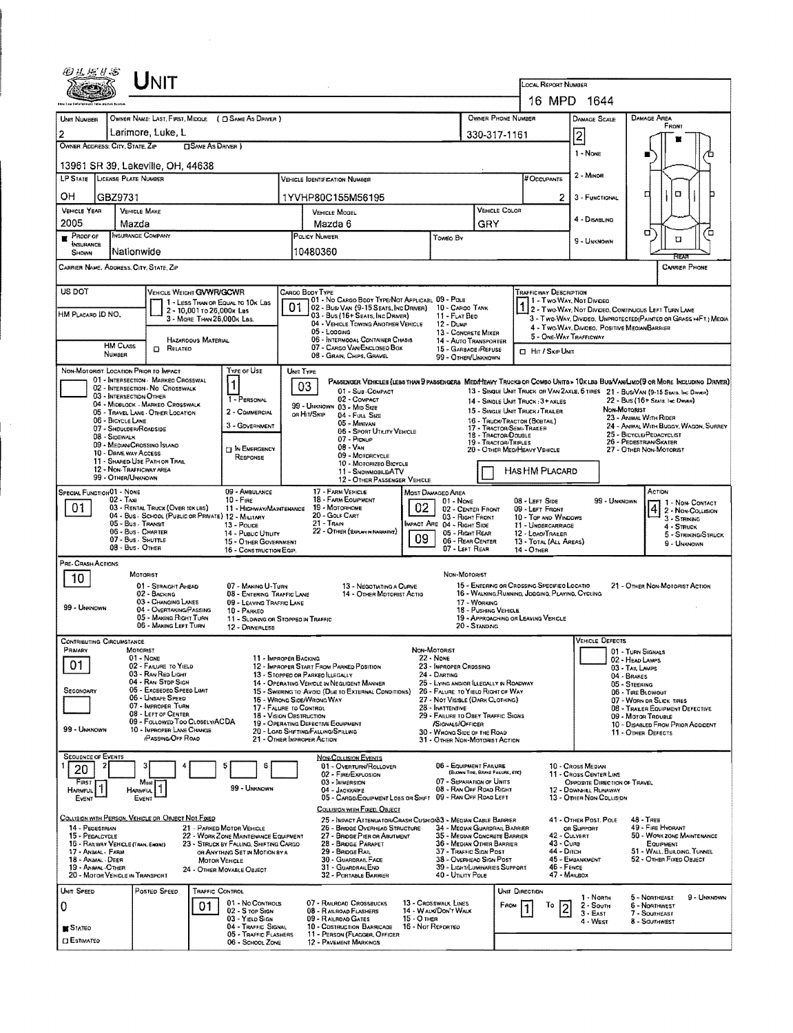# UNIT

**LOCAL REPORT NUMBER:** 16 MPD 1644

| UNIT NUMBER | OWNER NAME: LAST, FIRST, MIDDLE ( ☐ SAME AS DRIVER ) | OWNER PHONE NUMBER | DAMAGE SCALE | DAMAGE AREA |
|---|---|---|---|---|
| 2 | Larimore, Luke, L | 330-317-1161 | 2 | FRONT |

**OWNER ADDRESS: CITY, STATE, ZIP** ( ☐ SAME AS DRIVER ): 13961 SR 39, Lakeville, OH, 44638

DAMAGE SCALE: 1 - NONE; 2 - MINOR; 3 - FUNCTIONAL; 4 - DISABLING; 9 - UNKNOWN

| LP STATE | LICENSE PLATE NUMBER | VEHICLE IDENTIFICATION NUMBER | # OCCUPANTS |
|---|---|---|---|
| OH | GBZ9731 | 1YVHP80C155M56195 | 2 |

| VEHICLE YEAR | VEHICLE MAKE | VEHICLE MODEL | VEHICLE COLOR |
|---|---|---|---|
| 2005 | Mazda | Mazda 6 | GRY |

| ■ PROOF OF INSURANCE SHOWN | INSURANCE COMPANY | POLICY NUMBER | TOWED BY |
|---|---|---|---|
| | Nationwide | 10480360 | |

CARRIER NAME, ADDRESS, CITY, STATE, ZIP — CARRIER PHONE

US DOT — VEHICLE WEIGHT GVWR/GCWR: 1 - LESS THAN OR EQUAL TO 10K LBS; 2 - 10,001 TO 26,000K LBS; 3 - MORE THAN 26,000K LBS.

HM PLACARD ID NO. — HM CLASS NUMBER — HAZARDOUS MATERIAL ☐ RELATED

**CARGO BODY TYPE:** 01
01 - NO CARGO BODY TYPE/NOT APPLICABLE; 02 - BUS/VAN (9-15 SEATS, INC DRIVER); 03 - BUS (16+ SEATS, INC DRIVER); 04 - VEHICLE TOWING ANOTHER VEHICLE; 05 - LOGGING; 06 - INTERMODAL CONTAINER CHASSIS; 07 - CARGO VAN/ENCLOSED BOX; 08 - GRAIN, CHIPS, GRAVEL; 09 - POLE; 10 - CARGO TANK; 11 - FLAT BED; 12 - DUMP; 13 - CONCRETE MIXER; 14 - AUTO TRANSPORTER; 15 - GARBAGE/REFUSE; 99 - OTHER/UNKNOWN

**TRAFFICWAY DESCRIPTION:** 1
1 - TWO-WAY, NOT DIVIDED; 2 - TWO-WAY, NOT DIVIDED, CONTINUOUS LEFT TURN LANE; 3 - TWO-WAY, DIVIDED, UNPROTECTED (PAINTED OR GRASS >4FT.) MEDIA; 4 - TWO-WAY, DIVIDED, POSITIVE MEDIAN BARRIER; 5 - ONE-WAY TRAFFICWAY
☐ HIT / SKIP UNIT

**NON-MOTORIST LOCATION PRIOR TO IMPACT:**
01 - INTERSECTION - MARKED CROSSWALK; 02 - INTERSECTION - NO CROSSWALK; 03 - INTERSECTION OTHER; 04 - MIDBLOCK - MARKED CROSSWALK; 05 - TRAVEL LANE - OTHER LOCATION; 06 - BICYCLE LANE; 07 - SHOULDER/ROADSIDE; 08 - SIDEWALK; 09 - MEDIAN/CROSSING ISLAND; 10 - DRIVE WAY ACCESS; 11 - SHARED-USE PATH OR TRAIL; 12 - NON-TRAFFICWAY AREA; 99 - OTHER/UNKNOWN

**TYPE OF USE:** 1
1 - PERSONAL; 2 - COMMERCIAL; 3 - GOVERNMENT; ☐ IN EMERGENCY RESPONSE

**UNIT TYPE:** 03
PASSENGER VEHICLES (LESS THAN 9 PASSENGERS MED/HEAVY TRUCKS OR COMBO UNITS > 10K LBS BUS/VAN/LIMO (9 OR MORE INCLUDING DRIVER)
01 - SUB COMPACT; 02 - COMPACT; 99 - UNKNOWN 03 - MID SIZE OR HIT/SKIP; 04 - FULL SIZE; 05 - MINIVAN; 06 - SPORT UTILITY VEHICLE; 07 - PICKUP; 08 - VAN; 09 - MOTORCYCLE; 10 - MOTORIZED BICYCLE; 11 - SNOWMOBILE/ATV; 12 - OTHER PASSENGER VEHICLE
13 - SINGLE UNIT TRUCK OR VAN 2AXLE, 6 TIRES; 14 - SINGLE UNIT TRUCK: 3+ AXLES; 15 - SINGLE UNIT TRUCK / TRAILER; 16 - TRUCK/TRACTOR (BOBTAIL); 17 - TRACTOR/SEMI-TRAILER; 18 - TRACTOR/DOUBLE; 19 - TRACTOR/TRIPLES; 20 - OTHER MED/HEAVY VEHICLE
21 - BUS/VAN (9-15 SEATS, INC DRIVER); 22 - BUS (16+ SEATS, INC DRIVER)
NON-MOTORIST: 23 - ANIMAL WITH RIDER; 24 - ANIMAL WITH BUGGY, WAGON, SURREY; 25 - BICYCLE/PEDACYCLIST; 26 - PEDESTRIAN/SKATER; 27 - OTHER NON-MOTORIST
☐ HAS HM PLACARD

**SPECIAL FUNCTION:** 01
01 - NONE; 02 - TAXI; 03 - RENTAL TRUCK (OVER 10K LBS); 04 - BUS - SCHOOL (PUBLIC OR PRIVATE); 05 - BUS - TRANSIT; 06 - BUS - CHARTER; 07 - BUS - SHUTTLE; 08 - BUS - OTHER; 09 - AMBULANCE; 10 - FIRE; 11 - HIGHWAY/MAINTENANCE; 12 - MILITARY; 13 - POLICE; 14 - PUBLIC UTILITY; 15 - OTHER GOVERNMENT; 16 - CONSTRUCTION EQIP.; 17 - FARM VEHICLE; 18 - FARM EQUIPMENT; 19 - MOTORHOME; 20 - GOLF CART; 21 - TRAIN; 22 - OTHER (EXPLAIN IN NARRATIVE)

**MOST DAMAGED AREA:** 02
01 - NONE; 02 - CENTER FRONT; 03 - RIGHT FRONT; IMPACT ARE 04 - RIGHT SIDE: 09; 05 - RIGHT REAR; 06 - REAR CENTER; 07 - LEFT REAR; 08 - LEFT SIDE; 09 - LEFT FRONT; 10 - TOP AND WINDOWS; 11 - UNDERCARRIAGE; 12 - LOAD/TRAILER; 13 - TOTAL (ALL AREAS); 14 - OTHER; 99 - UNKNOWN

**ACTION:** 4
1 - NON-CONTACT; 2 - NON-COLLISION; 3 - STRIKING; 4 - STRUCK; 5 - STRIKING/STRUCK; 9 - UNKNOWN

**PRE-CRASH ACTIONS:** 10
MOTORIST: 01 - STRAIGHT AHEAD; 02 - BACKING; 03 - CHANGING LANES; 04 - OVERTAKING/PASSING; 05 - MAKING RIGHT TURN; 06 - MAKING LEFT TURN; 07 - MAKING U-TURN; 08 - ENTERING TRAFFIC LANE; 09 - LEAVING TRAFFIC LANE; 10 - PARKED; 11 - SLOWING OR STOPPED IN TRAFFIC; 12 - DRIVERLESS; 13 - NEGOTIATING A CURVE; 14 - OTHER MOTORIST ACTIO; 99 - UNKNOWN
NON-MOTORIST: 15 - ENTERING OR CROSSING SPECIFIED LOCATIO; 16 - WALKING, RUNNING, JOGGING, PLAYING, CYCLING; 17 - WORKING; 18 - PUSHING VEHICLE; 19 - APPROACHING OR LEAVING VEHICLE; 20 - STANDING; 21 - OTHER NON-MOTORIST ACTION

**CONTRIBUTING CIRCUMSTANCE:** PRIMARY: 01; SECONDARY: (blank)
MOTORIST: 01 - NONE; 02 - FAILURE TO YIELD; 03 - RAN RED LIGHT; 04 - RAN STOP SIGN; 05 - EXCEEDED SPEED LIMIT; 06 - UNSAFE SPEED; 07 - IMPROPER TURN; 08 - LEFT OF CENTER; 09 - FOLLOWED TOO CLOSELY/ACDA; 10 - IMPROPER LANE CHANGE /PASSING/OFF ROAD; 11 - IMPROPER BACKING; 12 - IMPROPER START FROM PARKED POSITION; 13 - STOPPED OR PARKED ILLEGALLY; 14 - OPERATING VEHICLE IN NEGLIGENT MANNER; 15 - SWERING TO AVOID (DUE TO EXTERNAL CONDITIONS); 16 - WRONG SIDE/WRONG WAY; 17 - FAILURE TO CONTROL; 18 - VISION OBSTRUCTION; 19 - OPERATING DEFECTIVE EQUIPMENT; 20 - LOAD SHIFTING/FALLING/SPILLING; 21 - OTHER IMPROPER ACTION; 99 - UNKNOWN
NON-MOTORIST: 22 - NONE; 23 - IMPROPER CROSSING; 24 - DARTING; 25 - LYING AND/OR ILLEGALLY IN ROADWAY; 26 - FALURE TO YIELD RIGHT OF WAY; 27 - NOT VISIBLE (DARK CLOTHING); 28 - INATTENTIVE; 29 - FAILURE TO OBEY TRAFFIC SIGNS /SIGNALS/OFFICER; 30 - WRONG SIDE OF THE ROAD; 31 - OTHER NON-MOTORIST ACTION

**VEHICLE DEFECTS:**
01 - TURN SIGNALS; 02 - HEAD LAMPS; 03 - TAIL LAMPS; 04 - BRAKES; 05 - STEERING; 06 - TIRE BLOWOUT; 07 - WORN OR SLICK TIRES; 08 - TRAILER EQUIPMENT DEFECTIVE; 09 - MOTOR TROUBLE; 10 - DISABLED FROM PRIOR ACCIDENT; 11 - OTHER DEFECTS

**SEQUENCE OF EVENTS:** 1: 20; 2–6: (blank)
FIRST HARMFUL EVENT: 1; MOST HARMFUL EVENT: 1; 99 - UNKNOWN

NON-COLLISION EVENTS: 01 - OVERTURN/ROLLOVER; 02 - FIRE/EXPLOSION; 03 - IMMERSION; 04 - JACKKNIFE; 05 - CARGO/EQUIPMENT LOSS OR SHIFT; 06 - EQUIPMENT FAILURE (BLOWN TIRE, BRAKE FAILURE, ETC); 07 - SEPARATION OF UNITS; 08 - RAN OFF ROAD RIGHT; 09 - RAN OFF ROAD LEFT; 10 - CROSS MEDIAN; 11 - CROSS CENTER LINE OPPOSITE DIRECTION OF TRAVEL; 12 - DOWNHILL RUNAWAY; 13 - OTHER NON COLLISION

COLLISION WITH PERSON, VEHICLE OR OBJECT NOT FIXED: 14 - PEDESTRIAN; 15 - PEDALCYCLE; 16 - RAILWAY VEHICLE (TRAIN, ENGINE); 17 - ANIMAL - FARM; 18 - ANIMAL - DEER; 19 - ANIMAL - OTHER; 20 - MOTOR VEHICLE IN TRANSPORT; 21 - PARKED MOTOR VEHICLE; 22 - WORK ZONE MAINTENANCE EQUIPMENT; 23 - STRUCK BY FALLING, SHIFTING CARGO OR ANYTHING SET IN MOTION BY A MOTOR VEHICLE; 24 - OTHER MOVABLE OBJECT

COLLISION WITH FIXED, OBJECT: 25 - IMPACT ATTENUATOR/CRASH CUSHION; 26 - BRIDGE OVERHEAD STRUCTURE; 27 - BRIDGE PIER OR ABUTMENT; 28 - BRIDGE PARAPET; 29 - BRIDGE RAIL; 30 - GUARDRAIL FACE; 31 - GUARDRAIL END; 32 - PORTABLE BARRIER; 33 - MEDIAN CABLE BARRIER; 34 - MEDIAN GUARDRAIL BARRIER; 35 - MEDIAN CONCRETE BARRIER; 36 - MEDIAN OTHER BARRIER; 37 - TRAFFIC SIGN POST; 38 - OVERHEAD SIGN POST; 39 - LIGHT/LUMINARIES SUPPORT; 40 - UTILITY POLE; 41 - OTHER POST, POLE OR SUPPORT; 42 - CULVERT; 43 - CURB; 44 - DITCH; 45 - EMBANKMENT; 46 - FENCE; 47 - MAILBOX; 48 - TREE; 49 - FIRE HYDRANT; 50 - WORK ZONE MAINTENANCE EQUIPMENT; 51 - WALL, BUILDING, TUNNEL; 52 - OTHER FIXED OBJECT

| UNIT SPEED | POSTED SPEED | TRAFFIC CONTROL | UNIT DIRECTION |
|---|---|---|---|
| 0 | | 01 | FROM 1 TO 2 |

■ STATED ☐ ESTIMATED

TRAFFIC CONTROL: 01 - NO CONTROLS; 02 - STOP SIGN; 03 - YIELD SIGN; 04 - TRAFFIC SIGNAL; 05 - TRAFFIC FLASHERS; 06 - SCHOOL ZONE; 07 - RAILROAD CROSSBUCKS; 08 - RAILROAD FLASHERS; 09 - RAILROAD GATES; 10 - COSTRUCTION BARRICADE; 11 - PERSON (FLAGGER, OFFICER); 12 - PAVEMENT MARKINGS; 13 - CROSSWALK LINES; 14 - WALK/DON'T WALK; 15 - OTHER; 16 - NOT REPORTED

UNIT DIRECTION: 1 - NORTH; 2 - SOUTH; 3 - EAST; 4 - WEST; 5 - NORTHEAST; 6 - NORTHWEST; 7 - SOUTHEAST; 8 - SOUTHWEST; 9 - UNKNOWN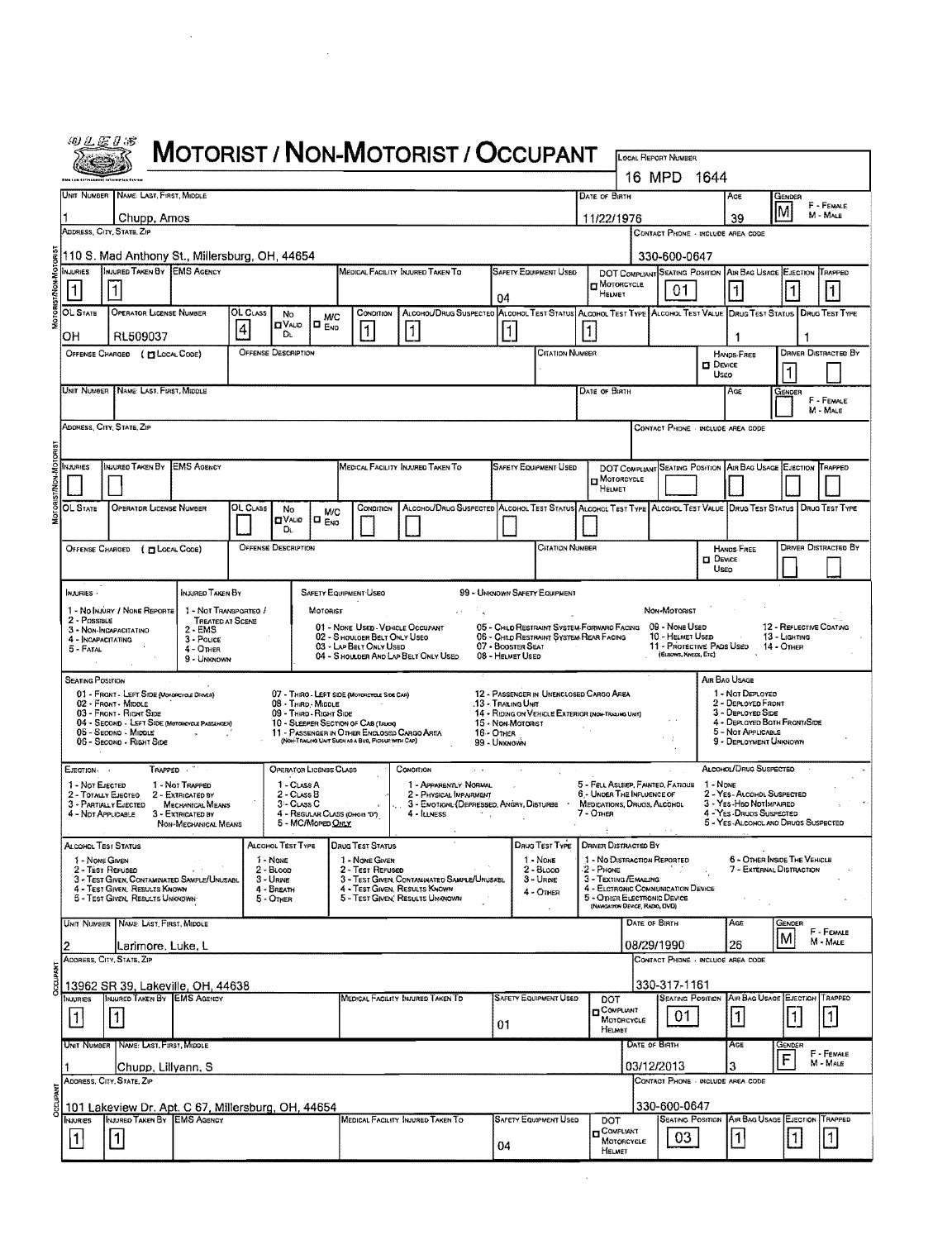# MOTORIST / NON-MOTORIST / OCCUPANT

OLEIS

**LOCAL REPORT NUMBER:** 16 MPD 1644

## Motorist/Non-Motorist

| UNIT NUMBER | NAME: LAST, FIRST, MIDDLE | DATE OF BIRTH | AGE | GENDER (F - FEMALE, M - MALE) |
|---|---|---|---|---|
| 1 | Chupp, Amos | 11/22/1976 | 39 | M |

| ADDRESS, CITY, STATE, ZIP | CONTACT PHONE - INCLUDE AREA CODE |
|---|---|
| 110 S. Mad Anthony St., Millersburg, OH, 44654 | 330-600-0647 |

| INJURIES | INJURED TAKEN BY | EMS AGENCY | MEDICAL FACILITY INJURED TAKEN TO | SAFETY EQUIPMENT USED | DOT COMPLIANT MOTORCYCLE HELMET | SEATING POSITION | AIR BAG USAGE | EJECTION | TRAPPED |
|---|---|---|---|---|---|---|---|---|---|
| 1 | 1 | | | 04 | | 01 | 1 | 1 | 1 |

| OL STATE | OPERATOR LICENSE NUMBER | OL CLASS | NO VALID DL | M/C END | CONDITION | ALCOHOL/DRUG SUSPECTED | ALCOHOL TEST STATUS | ALCOHOL TEST TYPE | ALCOHOL TEST VALUE | DRUG TEST STATUS | DRUG TEST TYPE |
|---|---|---|---|---|---|---|---|---|---|---|---|
| OH | RL509037 | 4 | | | 1 | 1 | 1 | 1 | | 1 | 1 |

| OFFENSE CHARGED ( LOCAL CODE) | OFFENSE DESCRIPTION | CITATION NUMBER | HANDS-FREE DEVICE USED | DRIVER DISTRACTED BY |
|---|---|---|---|---|
| | | | | 1 |

## Motorist/Non-Motorist

| UNIT NUMBER | NAME: LAST, FIRST, MIDDLE | DATE OF BIRTH | AGE | GENDER (F - FEMALE, M - MALE) |
|---|---|---|---|---|
| | | | | |

| ADDRESS, CITY, STATE, ZIP | CONTACT PHONE - INCLUDE AREA CODE |
|---|---|
| | |

| INJURIES | INJURED TAKEN BY | EMS AGENCY | MEDICAL FACILITY INJURED TAKEN TO | SAFETY EQUIPMENT USED | DOT COMPLIANT MOTORCYCLE HELMET | SEATING POSITION | AIR BAG USAGE | EJECTION | TRAPPED |
|---|---|---|---|---|---|---|---|---|---|
| | | | | | | | | | |

| OL STATE | OPERATOR LICENSE NUMBER | OL CLASS | NO VALID DL | M/C END | CONDITION | ALCOHOL/DRUG SUSPECTED | ALCOHOL TEST STATUS | ALCOHOL TEST TYPE | ALCOHOL TEST VALUE | DRUG TEST STATUS | DRUG TEST TYPE |
|---|---|---|---|---|---|---|---|---|---|---|---|
| | | | | | | | | | | | |

| OFFENSE CHARGED ( LOCAL CODE) | OFFENSE DESCRIPTION | CITATION NUMBER | HANDS-FREE DEVICE USED | DRIVER DISTRACTED BY |
|---|---|---|---|---|
| | | | | |

## Codes

**INJURIES:** 1 - No Injury / None Reported; 2 - Possible; 3 - Non-Incapacitating; 4 - Incapacitating; 5 - Fatal

**INJURED TAKEN BY:** 1 - Not Transported / Treated at Scene; 2 - EMS; 3 - Police; 4 - Other; 9 - Unknown

**SAFETY EQUIPMENT USED:** 99 - Unknown Safety Equipment

- Motorist: 01 - None Used - Vehicle Occupant; 02 - Shoulder Belt Only Used; 03 - Lap Belt Only Used; 04 - Shoulder and Lap Belt Only Used; 05 - Child Restraint System-Forward Facing; 06 - Child Restraint System-Rear Facing; 07 - Booster Seat; 08 - Helmet Used
- Non-Motorist: 09 - None Used; 10 - Helmet Used; 11 - Protective Pads Used (Elbows, Knees, Etc); 12 - Reflective Coating; 13 - Lighting; 14 - Other

**SEATING POSITION:** 01 - Front - Left Side (Motorcycle Driver); 02 - Front - Middle; 03 - Front - Right Side; 04 - Second - Left Side (Motorcycle Passenger); 05 - Second - Middle; 06 - Second - Right Side; 07 - Third - Left Side (Motorcycle Side Car); 08 - Third - Middle; 09 - Third - Right Side; 10 - Sleeper Section of Cab (Truck); 11 - Passenger in Other Enclosed Cargo Area (Non-Trailing Unit Such as a Bus, Pickup with Cap); 12 - Passenger in Unenclosed Cargo Area; 13 - Trailing Unit; 14 - Riding on Vehicle Exterior (Non-Trailing Unit); 15 - Non-Motorist; 16 - Other; 99 - Unknown

**AIR BAG USAGE:** 1 - Not Deployed; 2 - Deployed Front; 3 - Deployed Side; 4 - Deployed Both Front/Side; 5 - Not Applicable; 9 - Deployment Unknown

**EJECTION:** 1 - Not Ejected; 2 - Totally Ejected; 3 - Partially Ejected; 4 - Not Applicable

**TRAPPED:** 1 - Not Trapped; 2 - Extricated by Mechanical Means; 3 - Extricated by Non-Mechanical Means

**OPERATOR LICENSE CLASS:** 1 - Class A; 2 - Class B; 3 - Class C; 4 - Regular Class (Ohio is "D"); 5 - MC/Moped Only

**CONDITION:** 1 - Apparently Normal; 2 - Physical Impairment; 3 - Emotional (Depressed, Angry, Disturbed); 4 - Illness; 5 - Fell Asleep, Fainted, Fatigue; 6 - Under the Influence of Medications, Drugs, Alcohol; 7 - Other

**ALCOHOL/DRUG SUSPECTED:** 1 - None; 2 - Yes - Alcohol Suspected; 3 - Yes - HBD Not Impaired; 4 - Yes - Drugs Suspected; 5 - Yes - Alcohol and Drugs Suspected

**ALCOHOL TEST STATUS:** 1 - None Given; 2 - Test Refused; 3 - Test Given, Contaminated Sample/Unusable; 4 - Test Given, Results Known; 5 - Test Given, Results Unknown

**ALCOHOL TEST TYPE:** 1 - None; 2 - Blood; 3 - Urine; 4 - Breath; 5 - Other

**DRUG TEST STATUS:** 1 - None Given; 2 - Test Refused; 3 - Test Given, Contaminated Sample/Unusable; 4 - Test Given, Results Known; 5 - Test Given, Results Unknown

**DRUG TEST TYPE:** 1 - None; 2 - Blood; 3 - Urine; 4 - Other

**DRIVER DISTRACTED BY:** 1 - No Distraction Reported; 2 - Phone; 3 - Texting/Emailing; 4 - Electronic Communication Device; 5 - Other Electronic Device (Navigation Device, Radio, DVD); 6 - Other Inside the Vehicle; 7 - External Distraction

## Occupant

| UNIT NUMBER | NAME: LAST, FIRST, MIDDLE | DATE OF BIRTH | AGE | GENDER (F - FEMALE, M - MALE) |
|---|---|---|---|---|
| 2 | Larimore, Luke, L | 08/29/1990 | 26 | M |

| ADDRESS, CITY, STATE, ZIP | CONTACT PHONE - INCLUDE AREA CODE |
|---|---|
| 13962 SR 39, Lakeville, OH, 44638 | 330-317-1161 |

| INJURIES | INJURED TAKEN BY | EMS AGENCY | MEDICAL FACILITY INJURED TAKEN TO | SAFETY EQUIPMENT USED | DOT COMPLIANT MOTORCYCLE HELMET | SEATING POSITION | AIR BAG USAGE | EJECTION | TRAPPED |
|---|---|---|---|---|---|---|---|---|---|
| 1 | 1 | | | 01 | | 01 | 1 | 1 | 1 |

## Occupant

| UNIT NUMBER | NAME: LAST, FIRST, MIDDLE | DATE OF BIRTH | AGE | GENDER (F - FEMALE, M - MALE) |
|---|---|---|---|---|
| 1 | Chupp, Lillyann, S | 03/12/2013 | 3 | F |

| ADDRESS, CITY, STATE, ZIP | CONTACT PHONE - INCLUDE AREA CODE |
|---|---|
| 101 Lakeview Dr. Apt. C 67, Millersburg, OH, 44654 | 330-600-0647 |

| INJURIES | INJURED TAKEN BY | EMS AGENCY | MEDICAL FACILITY INJURED TAKEN TO | SAFETY EQUIPMENT USED | DOT COMPLIANT MOTORCYCLE HELMET | SEATING POSITION | AIR BAG USAGE | EJECTION | TRAPPED |
|---|---|---|---|---|---|---|---|---|---|
| 1 | 1 | | | 04 | | 03 | 1 | 1 | 1 |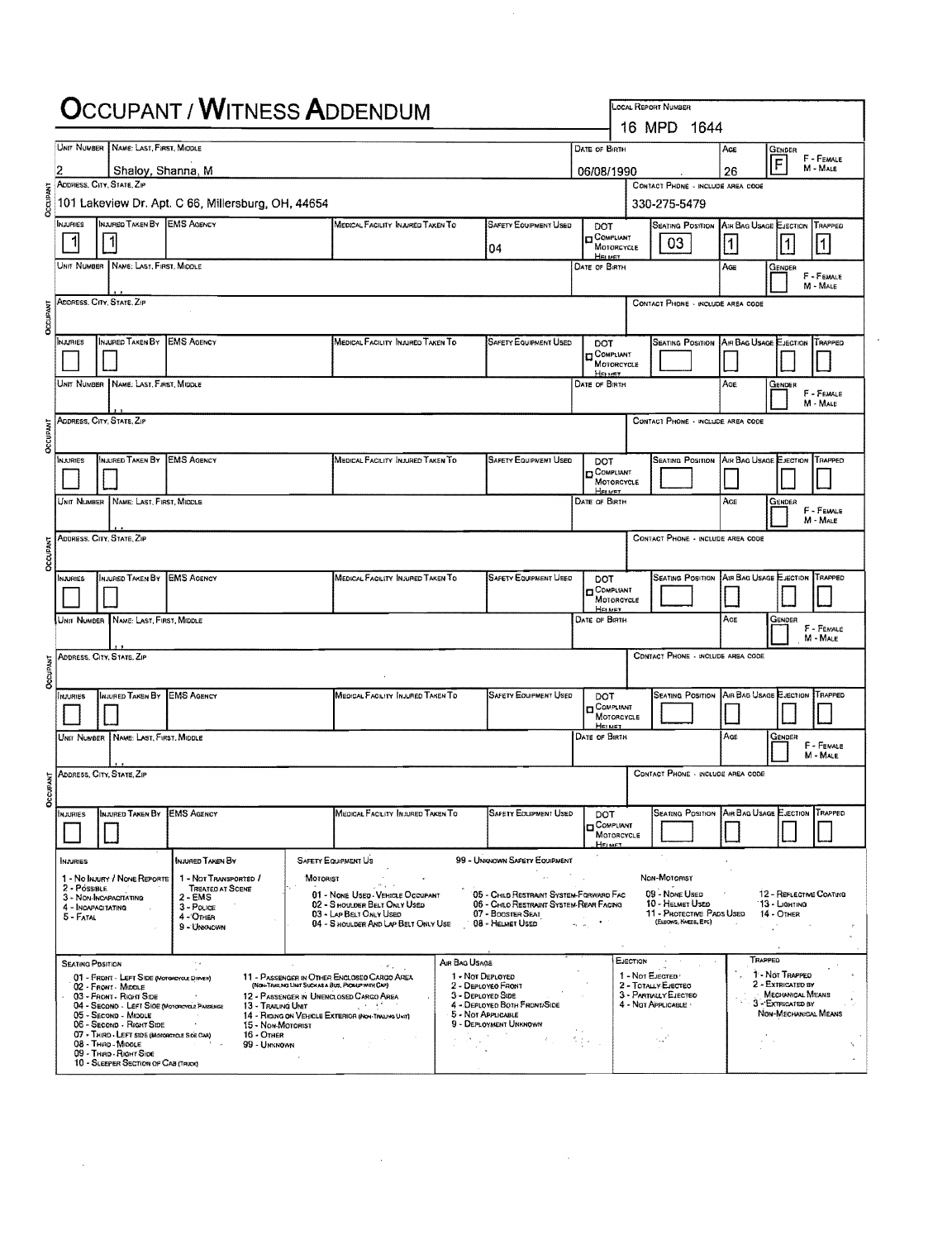# Occupant / Witness Addendum

**Local Report Number:** 16 MPD 1644

## Occupant

| Unit Number | Name: Last, First, Middle | Date of Birth | Age | Gender |
|---|---|---|---|---|
| 2 | Shaloy, Shanna, M | 06/08/1990 | 26 | F |

| Address, City, State, Zip | Contact Phone - Include Area Code |
|---|---|
| 101 Lakeview Dr. Apt. C 66, Millersburg, OH, 44654 | 330-275-5479 |

| Injuries | Injured Taken By | EMS Agency | Medical Facility Injured Taken To | Safety Equipment Used | DOT Compliant Motorcycle Helmet | Seating Position | Air Bag Usage | Ejection | Trapped |
|---|---|---|---|---|---|---|---|---|---|
| 1 | 1 | | | 04 | | 03 | 1 | 1 | 1 |

## Occupant

| Unit Number | Name: Last, First, Middle | Date of Birth | Age | Gender |
|---|---|---|---|---|
| | | | | |

| Address, City, State, Zip | Contact Phone - Include Area Code |
|---|---|
| | |

| Injuries | Injured Taken By | EMS Agency | Medical Facility Injured Taken To | Safety Equipment Used | DOT Compliant Motorcycle Helmet | Seating Position | Air Bag Usage | Ejection | Trapped |
|---|---|---|---|---|---|---|---|---|---|
| | | | | | | | | | |

## Occupant

| Unit Number | Name: Last, First, Middle | Date of Birth | Age | Gender |
|---|---|---|---|---|
| | | | | |

| Address, City, State, Zip | Contact Phone - Include Area Code |
|---|---|
| | |

| Injuries | Injured Taken By | EMS Agency | Medical Facility Injured Taken To | Safety Equipment Used | DOT Compliant Motorcycle Helmet | Seating Position | Air Bag Usage | Ejection | Trapped |
|---|---|---|---|---|---|---|---|---|---|
| | | | | | | | | | |

## Occupant

| Unit Number | Name: Last, First, Middle | Date of Birth | Age | Gender |
|---|---|---|---|---|
| | | | | |

| Address, City, State, Zip | Contact Phone - Include Area Code |
|---|---|
| | |

| Injuries | Injured Taken By | EMS Agency | Medical Facility Injured Taken To | Safety Equipment Used | DOT Compliant Motorcycle Helmet | Seating Position | Air Bag Usage | Ejection | Trapped |
|---|---|---|---|---|---|---|---|---|---|
| | | | | | | | | | |

## Occupant

| Unit Number | Name: Last, First, Middle | Date of Birth | Age | Gender |
|---|---|---|---|---|
| | | | | |

| Address, City, State, Zip | Contact Phone - Include Area Code |
|---|---|
| | |

| Injuries | Injured Taken By | EMS Agency | Medical Facility Injured Taken To | Safety Equipment Used | DOT Compliant Motorcycle Helmet | Seating Position | Air Bag Usage | Ejection | Trapped |
|---|---|---|---|---|---|---|---|---|---|
| | | | | | | | | | |

## Occupant

| Unit Number | Name: Last, First, Middle | Date of Birth | Age | Gender |
|---|---|---|---|---|
| | | | | |

| Address, City, State, Zip | Contact Phone - Include Area Code |
|---|---|
| | |

| Injuries | Injured Taken By | EMS Agency | Medical Facility Injured Taken To | Safety Equipment Used | DOT Compliant Motorcycle Helmet | Seating Position | Air Bag Usage | Ejection | Trapped |
|---|---|---|---|---|---|---|---|---|---|
| | | | | | | | | | |

Gender: F - Female, M - Male

## Codes

**Injuries**
- 1 - No Injury / None Reported
- 2 - Possible
- 3 - Non-Incapacitating
- 4 - Incapacitating
- 5 - Fatal

**Injured Taken By**
- 1 - Not Transported / Treated at Scene
- 2 - EMS
- 3 - Police
- 4 - Other
- 9 - Unknown

**Safety Equipment Used**

Motorist
- 01 - None Used - Vehicle Occupant
- 02 - Shoulder Belt Only Used
- 03 - Lap Belt Only Used
- 04 - Shoulder and Lap Belt Only Used
- 05 - Child Restraint System-Forward Facing
- 06 - Child Restraint System-Rear Facing
- 07 - Booster Seat
- 08 - Helmet Used
- 99 - Unknown Safety Equipment

Non-Motorist
- 09 - None Used
- 10 - Helmet Used
- 11 - Protective Pads Used (Elbows, Knees, Etc)
- 12 - Reflective Coating
- 13 - Lighting
- 14 - Other

**Seating Position**
- 01 - Front - Left Side (Motorcycle Driver)
- 02 - Front - Middle
- 03 - Front - Right Side
- 04 - Second - Left Side (Motorcycle Passenger)
- 05 - Second - Middle
- 06 - Second - Right Side
- 07 - Third - Left Side (Motorcycle Side Car)
- 08 - Third - Middle
- 09 - Third - Right Side
- 10 - Sleeper Section of Cab (Truck)
- 11 - Passenger in Other Enclosed Cargo Area (Non-Trailing Unit Such as a Bus, Pickup with Cap)
- 12 - Passenger in Unenclosed Cargo Area
- 13 - Trailing Unit
- 14 - Riding on Vehicle Exterior (Non-Trailing Unit)
- 15 - Non-Motorist
- 16 - Other
- 99 - Unknown

**Air Bag Usage**
- 1 - Not Deployed
- 2 - Deployed Front
- 3 - Deployed Side
- 4 - Deployed Both Front/Side
- 5 - Not Applicable
- 9 - Deployment Unknown

**Ejection**
- 1 - Not Ejected
- 2 - Totally Ejected
- 3 - Partially Ejected
- 4 - Not Applicable

**Trapped**
- 1 - Not Trapped
- 2 - Extricated by Mechanical Means
- 3 - Extricated by Non-Mechanical Means